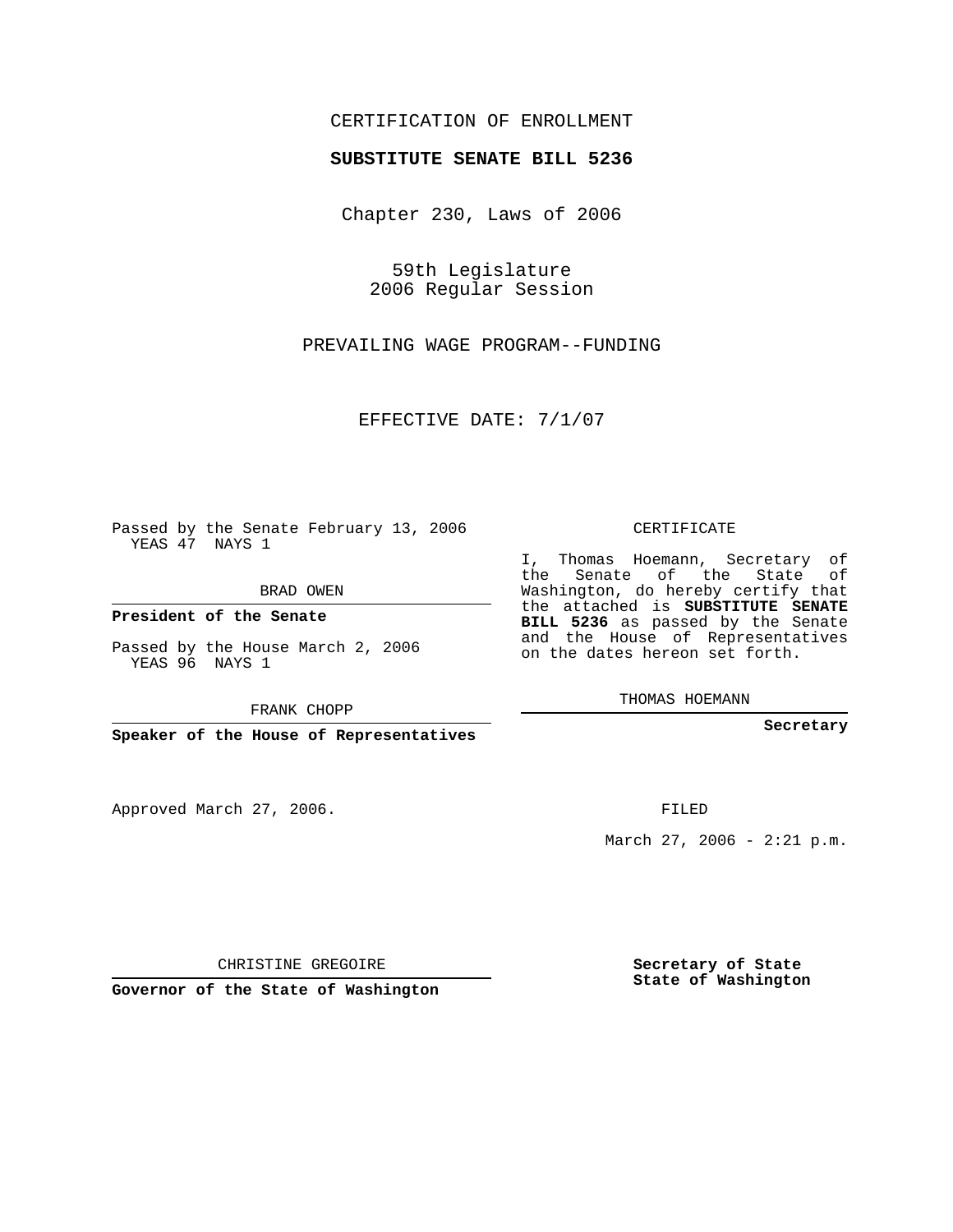CERTIFICATION OF ENROLLMENT

**SUBSTITUTE SENATE BILL 5236**

Chapter 230, Laws of 2006

59th Legislature
2006 Regular Session

PREVAILING WAGE PROGRAM--FUNDING

EFFECTIVE DATE: 7/1/07

Passed by the Senate February 13, 2006
YEAS 47 NAYS 1

BRAD OWEN

**President of the Senate**

Passed by the House March 2, 2006
YEAS 96 NAYS 1

FRANK CHOPP

**Speaker of the House of Representatives**

CERTIFICATE

I, Thomas Hoemann, Secretary of the Senate of the State of Washington, do hereby certify that the attached is **SUBSTITUTE SENATE BILL 5236** as passed by the Senate and the House of Representatives on the dates hereon set forth.

THOMAS HOEMANN

**Secretary**

Approved March 27, 2006.

FILED

March 27, 2006 - 2:21 p.m.

CHRISTINE GREGOIRE

**Governor of the State of Washington**

**Secretary of State**
**State of Washington**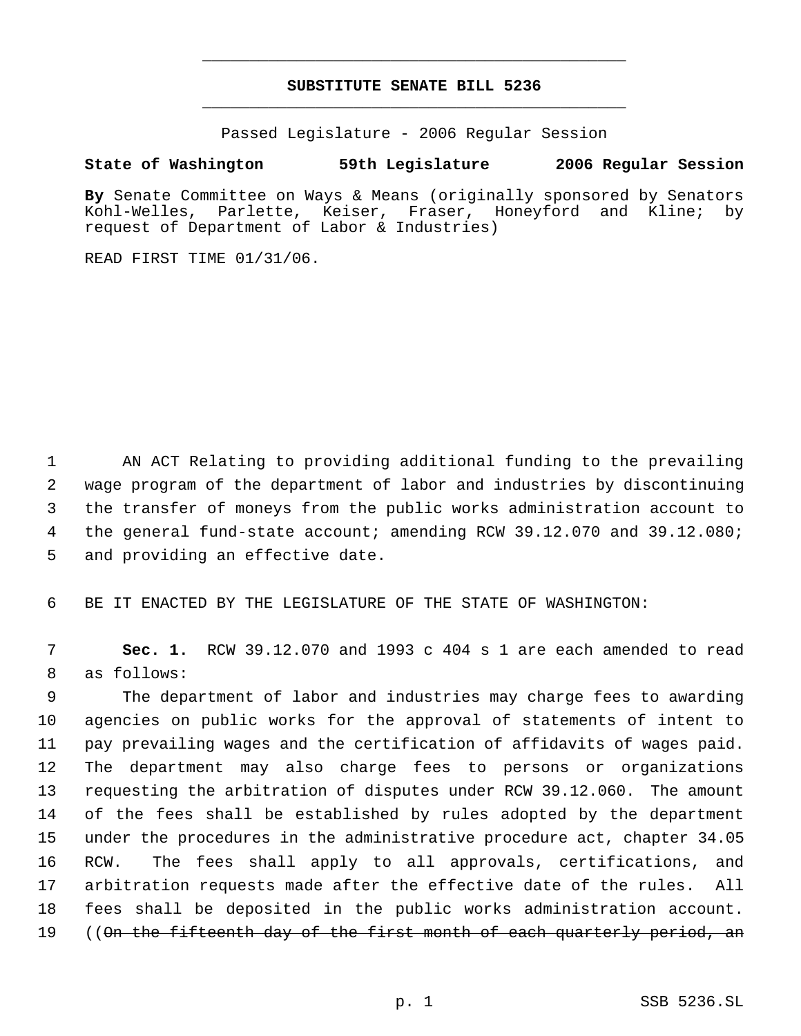# SUBSTITUTE SENATE BILL 5236

Passed Legislature - 2006 Regular Session

**State of Washington 59th Legislature 2006 Regular Session**

**By** Senate Committee on Ways & Means (originally sponsored by Senators Kohl-Welles, Parlette, Keiser, Fraser, Honeyford and Kline; by request of Department of Labor & Industries)

READ FIRST TIME 01/31/06.

AN ACT Relating to providing additional funding to the prevailing wage program of the department of labor and industries by discontinuing the transfer of moneys from the public works administration account to the general fund-state account; amending RCW 39.12.070 and 39.12.080; and providing an effective date.

BE IT ENACTED BY THE LEGISLATURE OF THE STATE OF WASHINGTON:

**Sec. 1.** RCW 39.12.070 and 1993 c 404 s 1 are each amended to read as follows:

The department of labor and industries may charge fees to awarding agencies on public works for the approval of statements of intent to pay prevailing wages and the certification of affidavits of wages paid. The department may also charge fees to persons or organizations requesting the arbitration of disputes under RCW 39.12.060. The amount of the fees shall be established by rules adopted by the department under the procedures in the administrative procedure act, chapter 34.05 RCW. The fees shall apply to all approvals, certifications, and arbitration requests made after the effective date of the rules. All fees shall be deposited in the public works administration account. ((~~On the fifteenth day of the first month of each quarterly period, an~~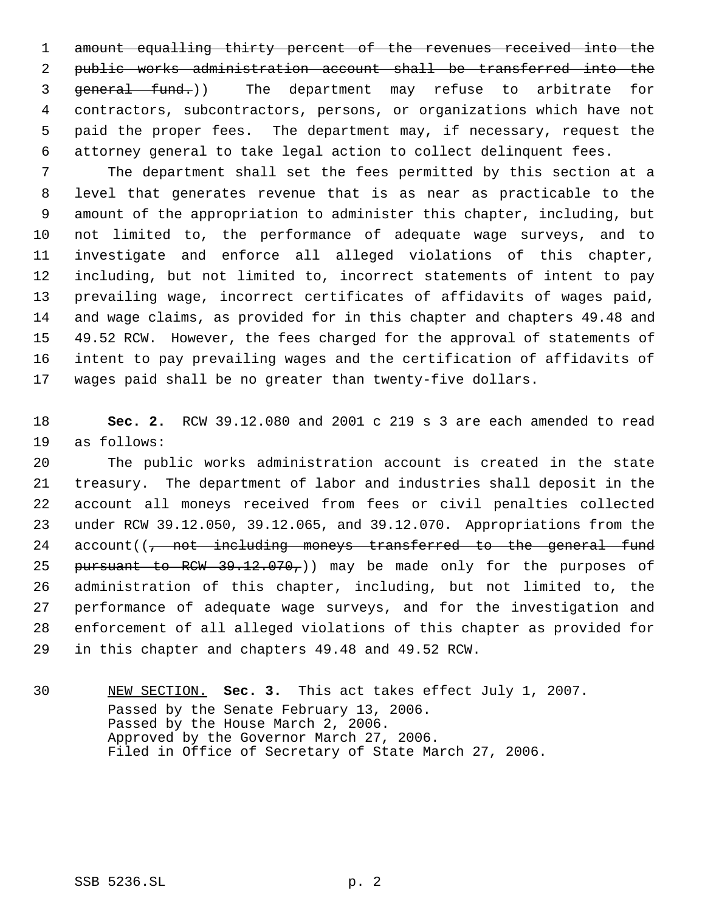~~amount equalling thirty percent of the revenues received into the public works administration account shall be transferred into the general fund.~~)) The department may refuse to arbitrate for contractors, subcontractors, persons, or organizations which have not paid the proper fees. The department may, if necessary, request the attorney general to take legal action to collect delinquent fees.

The department shall set the fees permitted by this section at a level that generates revenue that is as near as practicable to the amount of the appropriation to administer this chapter, including, but not limited to, the performance of adequate wage surveys, and to investigate and enforce all alleged violations of this chapter, including, but not limited to, incorrect statements of intent to pay prevailing wage, incorrect certificates of affidavits of wages paid, and wage claims, as provided for in this chapter and chapters 49.48 and 49.52 RCW. However, the fees charged for the approval of statements of intent to pay prevailing wages and the certification of affidavits of wages paid shall be no greater than twenty-five dollars.

**Sec. 2.** RCW 39.12.080 and 2001 c 219 s 3 are each amended to read as follows:

The public works administration account is created in the state treasury. The department of labor and industries shall deposit in the account all moneys received from fees or civil penalties collected under RCW 39.12.050, 39.12.065, and 39.12.070. Appropriations from the account((~~, not including moneys transferred to the general fund pursuant to RCW 39.12.070,~~)) may be made only for the purposes of administration of this chapter, including, but not limited to, the performance of adequate wage surveys, and for the investigation and enforcement of all alleged violations of this chapter as provided for in this chapter and chapters 49.48 and 49.52 RCW.

NEW SECTION. **Sec. 3.** This act takes effect July 1, 2007.

Passed by the Senate February 13, 2006.
Passed by the House March 2, 2006.
Approved by the Governor March 27, 2006.
Filed in Office of Secretary of State March 27, 2006.